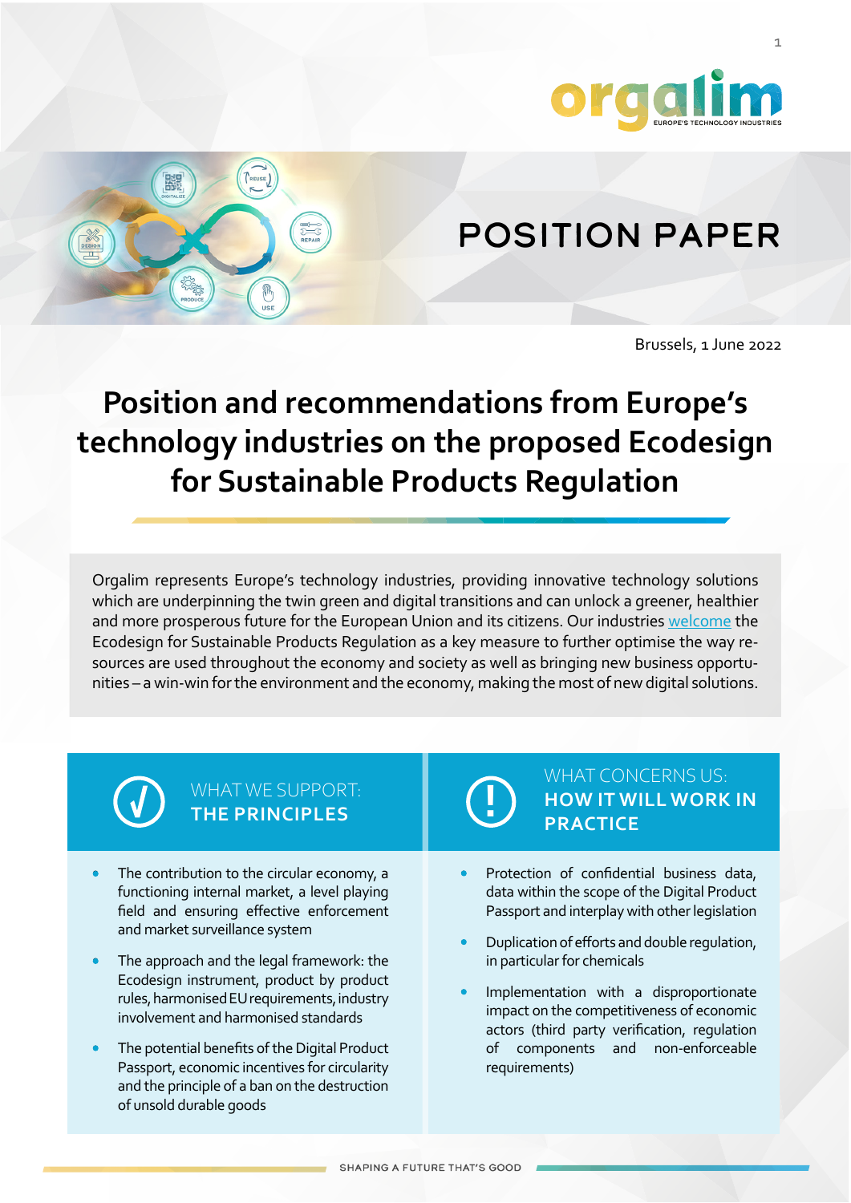# POSITION PAPER

Brussels, 1 June 2022

# Position and recommendations from Europe's technology industries on the proposed Ecodesign for Sustainable Products Regulation

Orgalim represents Europe's technology industries, providing innovative technology solutions which are underpinning the twin green and digital transitions and can unlock a greener, healthier and more prosperous future for the European Union and its citizens. Our industries welcome the Ecodesign for Sustainable Products Regulation as a key measure to further optimise the way resources are used throughout the economy and society as well as bringing new business opportunities – a win-win for the environment and the economy, making the most of new digital solutions.

## WHAT WE SUPPORT: THE PRINCIPLES

- The contribution to the circular economy, a functioning internal market, a level playing field and ensuring effective enforcement and market surveillance system
- The approach and the legal framework: the Ecodesign instrument, product by product rules, harmonised EU requirements, industry involvement and harmonised standards
- The potential benefits of the Digital Product Passport, economic incentives for circularity and the principle of a ban on the destruction of unsold durable goods

## WHAT CONCERNS US: HOW IT WILL WORK IN PRACTICE

- Protection of confidential business data, data within the scope of the Digital Product Passport and interplay with other legislation
- Duplication of efforts and double regulation, in particular for chemicals
- Implementation with a disproportionate impact on the competitiveness of economic actors (third party verification, regulation of components and non-enforceable requirements)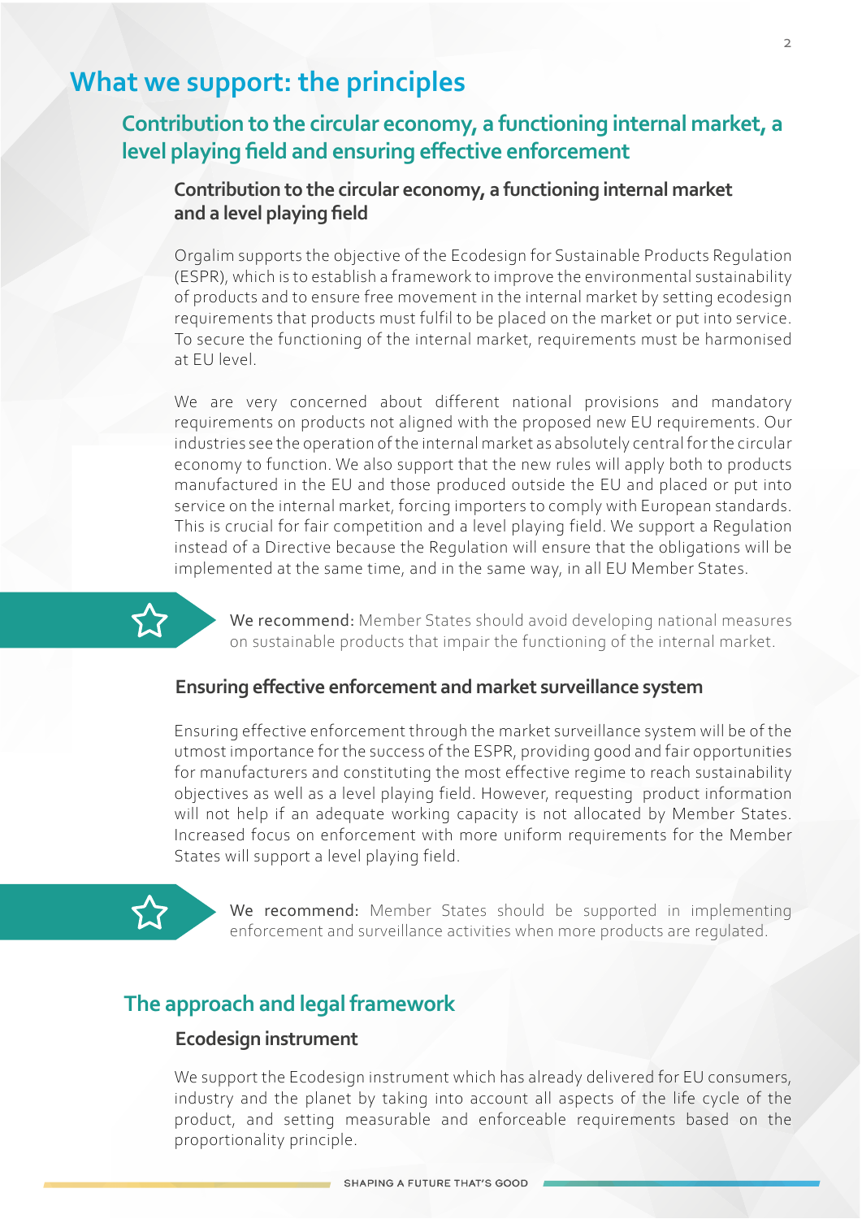# What we support: the principles

## Contribution to the circular economy, a functioning internal market, a level playing field and ensuring effective enforcement

### Contribution to the circular economy, a functioning internal market and a level playing field

Orgalim supports the objective of the Ecodesign for Sustainable Products Regulation (ESPR), which is to establish a framework to improve the environmental sustainability of products and to ensure free movement in the internal market by setting ecodesign requirements that products must fulfil to be placed on the market or put into service. To secure the functioning of the internal market, requirements must be harmonised at EU level.

We are very concerned about different national provisions and mandatory requirements on products not aligned with the proposed new EU requirements. Our industries see the operation of the internal market as absolutely central for the circular economy to function. We also support that the new rules will apply both to products manufactured in the EU and those produced outside the EU and placed or put into service on the internal market, forcing importers to comply with European standards. This is crucial for fair competition and a level playing field. We support a Regulation instead of a Directive because the Regulation will ensure that the obligations will be implemented at the same time, and in the same way, in all EU Member States.

**We recommend:** Member States should avoid developing national measures on sustainable products that impair the functioning of the internal market.

### Ensuring effective enforcement and market surveillance system

Ensuring effective enforcement through the market surveillance system will be of the utmost importance for the success of the ESPR, providing good and fair opportunities for manufacturers and constituting the most effective regime to reach sustainability objectives as well as a level playing field. However, requesting product information will not help if an adequate working capacity is not allocated by Member States. Increased focus on enforcement with more uniform requirements for the Member States will support a level playing field.

**We recommend:** Member States should be supported in implementing enforcement and surveillance activities when more products are regulated.

## The approach and legal framework

### Ecodesign instrument

We support the Ecodesign instrument which has already delivered for EU consumers, industry and the planet by taking into account all aspects of the life cycle of the product, and setting measurable and enforceable requirements based on the proportionality principle.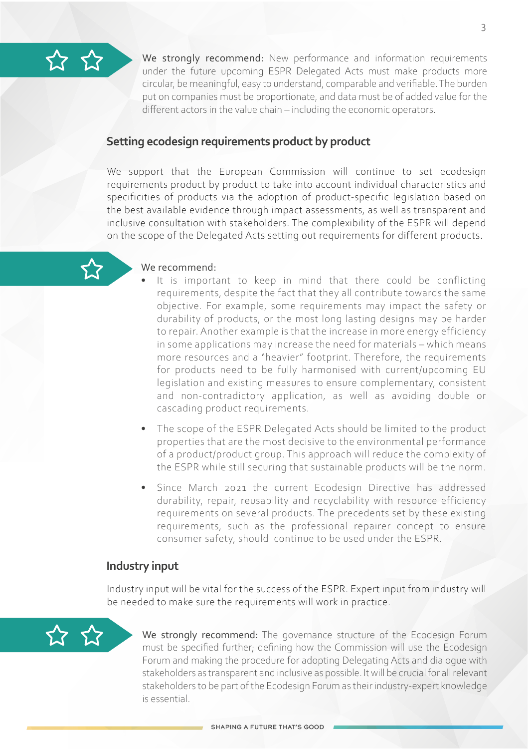**We strongly recommend:** New performance and information requirements under the future upcoming ESPR Delegated Acts must make products more circular, be meaningful, easy to understand, comparable and verifiable. The burden put on companies must be proportionate, and data must be of added value for the different actors in the value chain – including the economic operators.

## Setting ecodesign requirements product by product

We support that the European Commission will continue to set ecodesign requirements product by product to take into account individual characteristics and specificities of products via the adoption of product-specific legislation based on the best available evidence through impact assessments, as well as transparent and inclusive consultation with stakeholders. The complexibility of the ESPR will depend on the scope of the Delegated Acts setting out requirements for different products.

We recommend:

- It is important to keep in mind that there could be conflicting requirements, despite the fact that they all contribute towards the same objective. For example, some requirements may impact the safety or durability of products, or the most long lasting designs may be harder to repair. Another example is that the increase in more energy efficiency in some applications may increase the need for materials – which means more resources and a "heavier" footprint. Therefore, the requirements for products need to be fully harmonised with current/upcoming EU legislation and existing measures to ensure complementary, consistent and non-contradictory application, as well as avoiding double or cascading product requirements.

- The scope of the ESPR Delegated Acts should be limited to the product properties that are the most decisive to the environmental performance of a product/product group. This approach will reduce the complexity of the ESPR while still securing that sustainable products will be the norm.

- Since March 2021 the current Ecodesign Directive has addressed durability, repair, reusability and recyclability with resource efficiency requirements on several products. The precedents set by these existing requirements, such as the professional repairer concept to ensure consumer safety, should continue to be used under the ESPR.

## Industry input

Industry input will be vital for the success of the ESPR. Expert input from industry will be needed to make sure the requirements will work in practice.

**We strongly recommend:** The governance structure of the Ecodesign Forum must be specified further; defining how the Commission will use the Ecodesign Forum and making the procedure for adopting Delegating Acts and dialogue with stakeholders as transparent and inclusive as possible. It will be crucial for all relevant stakeholders to be part of the Ecodesign Forum as their industry-expert knowledge is essential.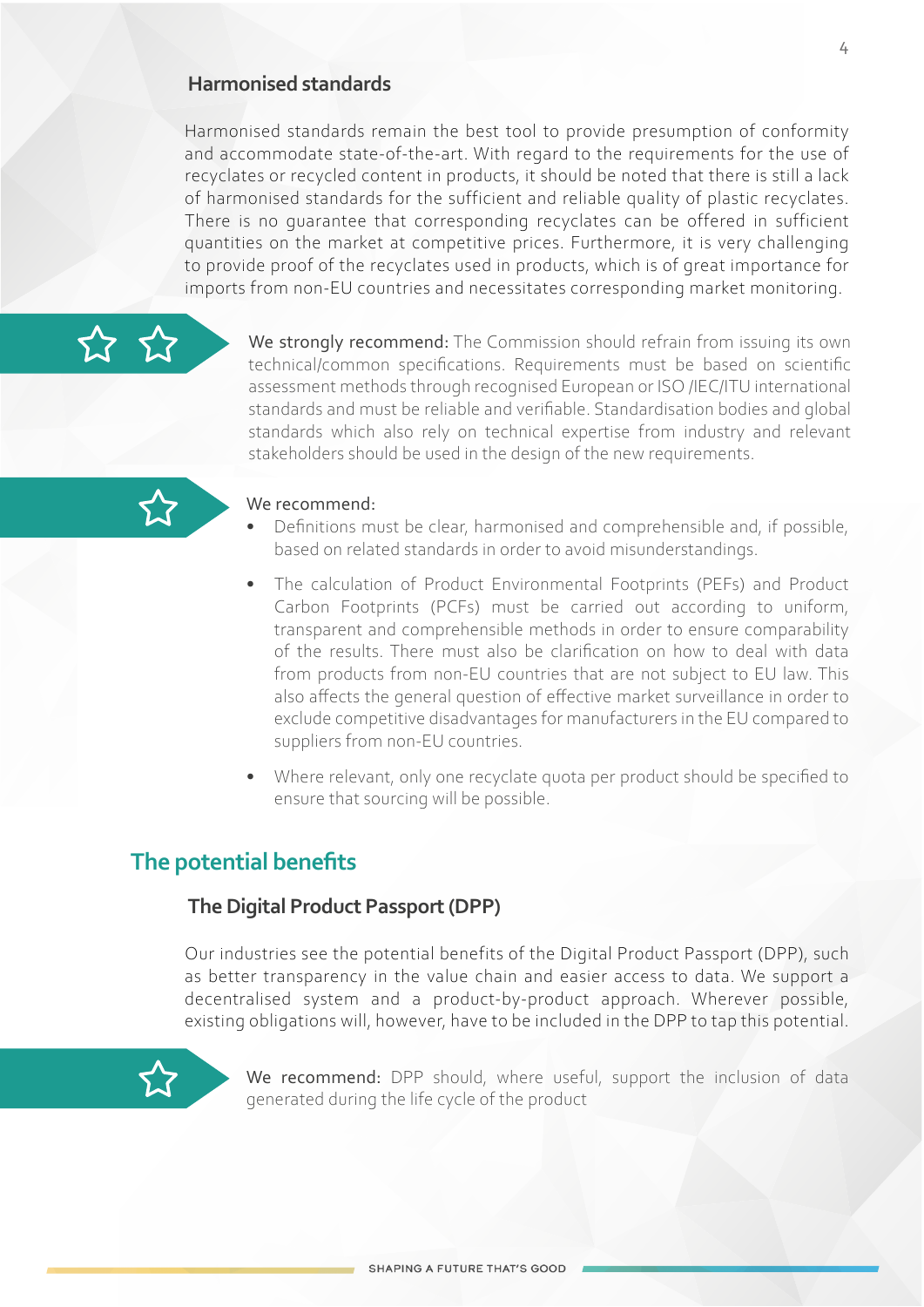### Harmonised standards

Harmonised standards remain the best tool to provide presumption of conformity and accommodate state-of-the-art. With regard to the requirements for the use of recyclates or recycled content in products, it should be noted that there is still a lack of harmonised standards for the sufficient and reliable quality of plastic recyclates. There is no guarantee that corresponding recyclates can be offered in sufficient quantities on the market at competitive prices. Furthermore, it is very challenging to provide proof of the recyclates used in products, which is of great importance for imports from non-EU countries and necessitates corresponding market monitoring.

**We strongly recommend:** The Commission should refrain from issuing its own technical/common specifications. Requirements must be based on scientific assessment methods through recognised European or ISO /IEC/ITU international standards and must be reliable and verifiable. Standardisation bodies and global standards which also rely on technical expertise from industry and relevant stakeholders should be used in the design of the new requirements.

We recommend:

- Definitions must be clear, harmonised and comprehensible and, if possible, based on related standards in order to avoid misunderstandings.
- The calculation of Product Environmental Footprints (PEFs) and Product Carbon Footprints (PCFs) must be carried out according to uniform, transparent and comprehensible methods in order to ensure comparability of the results. There must also be clarification on how to deal with data from products from non-EU countries that are not subject to EU law. This also affects the general question of effective market surveillance in order to exclude competitive disadvantages for manufacturers in the EU compared to suppliers from non-EU countries.
- Where relevant, only one recyclate quota per product should be specified to ensure that sourcing will be possible.

## The potential benefits

### The Digital Product Passport (DPP)

Our industries see the potential benefits of the Digital Product Passport (DPP), such as better transparency in the value chain and easier access to data. We support a decentralised system and a product-by-product approach. Wherever possible, existing obligations will, however, have to be included in the DPP to tap this potential.

**We recommend:** DPP should, where useful, support the inclusion of data generated during the life cycle of the product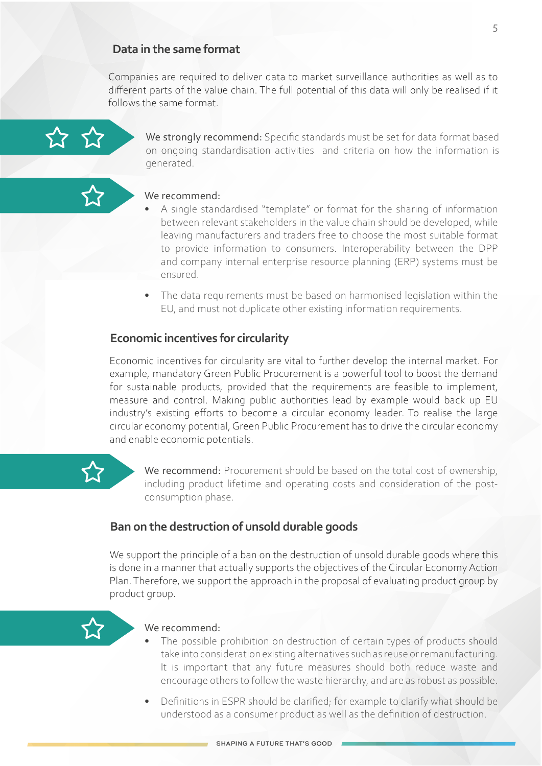## Data in the same format

Companies are required to deliver data to market surveillance authorities as well as to different parts of the value chain. The full potential of this data will only be realised if it follows the same format.

**We strongly recommend:** Specific standards must be set for data format based on ongoing standardisation activities and criteria on how the information is generated.

We recommend:

- A single standardised "template" or format for the sharing of information between relevant stakeholders in the value chain should be developed, while leaving manufacturers and traders free to choose the most suitable format to provide information to consumers. Interoperability between the DPP and company internal enterprise resource planning (ERP) systems must be ensured.
- The data requirements must be based on harmonised legislation within the EU, and must not duplicate other existing information requirements.

## Economic incentives for circularity

Economic incentives for circularity are vital to further develop the internal market. For example, mandatory Green Public Procurement is a powerful tool to boost the demand for sustainable products, provided that the requirements are feasible to implement, measure and control. Making public authorities lead by example would back up EU industry's existing efforts to become a circular economy leader. To realise the large circular economy potential, Green Public Procurement has to drive the circular economy and enable economic potentials.

**We recommend:** Procurement should be based on the total cost of ownership, including product lifetime and operating costs and consideration of the post-consumption phase.

## Ban on the destruction of unsold durable goods

We support the principle of a ban on the destruction of unsold durable goods where this is done in a manner that actually supports the objectives of the Circular Economy Action Plan. Therefore, we support the approach in the proposal of evaluating product group by product group.

We recommend:

- The possible prohibition on destruction of certain types of products should take into consideration existing alternatives such as reuse or remanufacturing. It is important that any future measures should both reduce waste and encourage others to follow the waste hierarchy, and are as robust as possible.
- Definitions in ESPR should be clarified; for example to clarify what should be understood as a consumer product as well as the definition of destruction.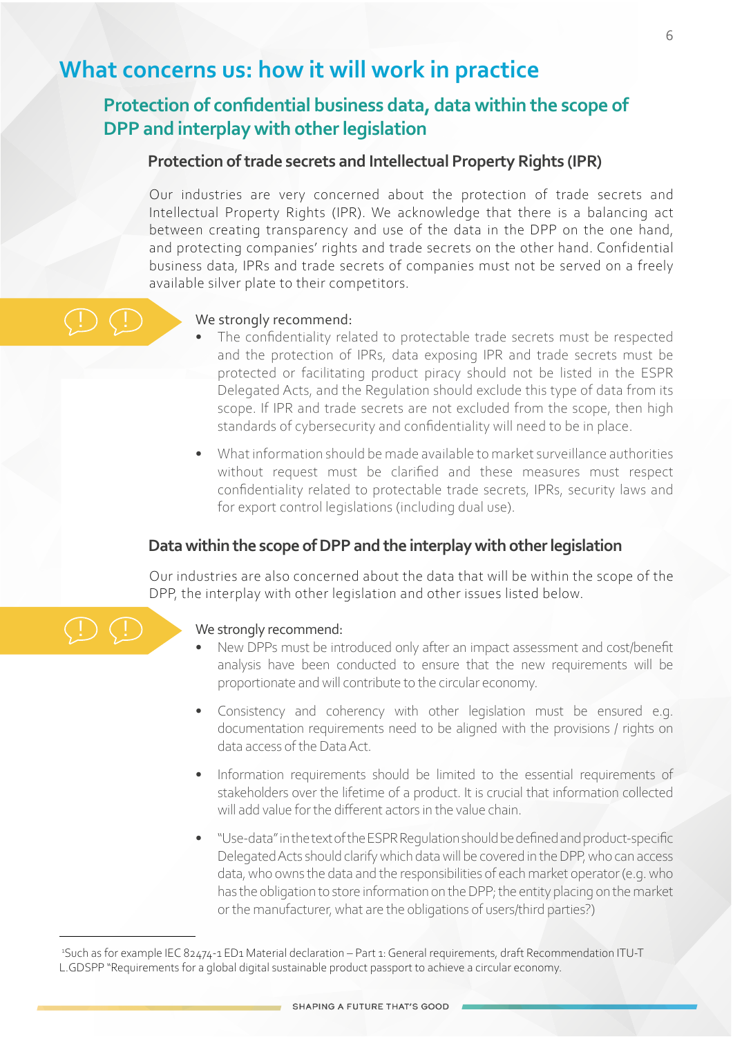# What concerns us: how it will work in practice

## Protection of confidential business data, data within the scope of DPP and interplay with other legislation

### Protection of trade secrets and Intellectual Property Rights (IPR)

Our industries are very concerned about the protection of trade secrets and Intellectual Property Rights (IPR). We acknowledge that there is a balancing act between creating transparency and use of the data in the DPP on the one hand, and protecting companies' rights and trade secrets on the other hand. Confidential business data, IPRs and trade secrets of companies must not be served on a freely available silver plate to their competitors.

We strongly recommend:

- The confidentiality related to protectable trade secrets must be respected and the protection of IPRs, data exposing IPR and trade secrets must be protected or facilitating product piracy should not be listed in the ESPR Delegated Acts, and the Regulation should exclude this type of data from its scope. If IPR and trade secrets are not excluded from the scope, then high standards of cybersecurity and confidentiality will need to be in place.
- What information should be made available to market surveillance authorities without request must be clarified and these measures must respect confidentiality related to protectable trade secrets, IPRs, security laws and for export control legislations (including dual use).

### Data within the scope of DPP and the interplay with other legislation

Our industries are also concerned about the data that will be within the scope of the DPP, the interplay with other legislation and other issues listed below.

We strongly recommend:

- New DPPs must be introduced only after an impact assessment and cost/benefit analysis have been conducted to ensure that the new requirements will be proportionate and will contribute to the circular economy.
- Consistency and coherency with other legislation must be ensured e.g. documentation requirements need to be aligned with the provisions / rights on data access of the Data Act.
- Information requirements should be limited to the essential requirements of stakeholders over the lifetime of a product. It is crucial that information collected will add value for the different actors in the value chain.
- "Use-data" in the text of the ESPR Regulation should be defined and product-specific Delegated Acts should clarify which data will be covered in the DPP, who can access data, who owns the data and the responsibilities of each market operator (e.g. who has the obligation to store information on the DPP; the entity placing on the market or the manufacturer, what are the obligations of users/third parties?)

---

[1]Such as for example IEC 82474-1 ED1 Material declaration – Part 1: General requirements, draft Recommendation ITU-T L.GDSPP "Requirements for a global digital sustainable product passport to achieve a circular economy.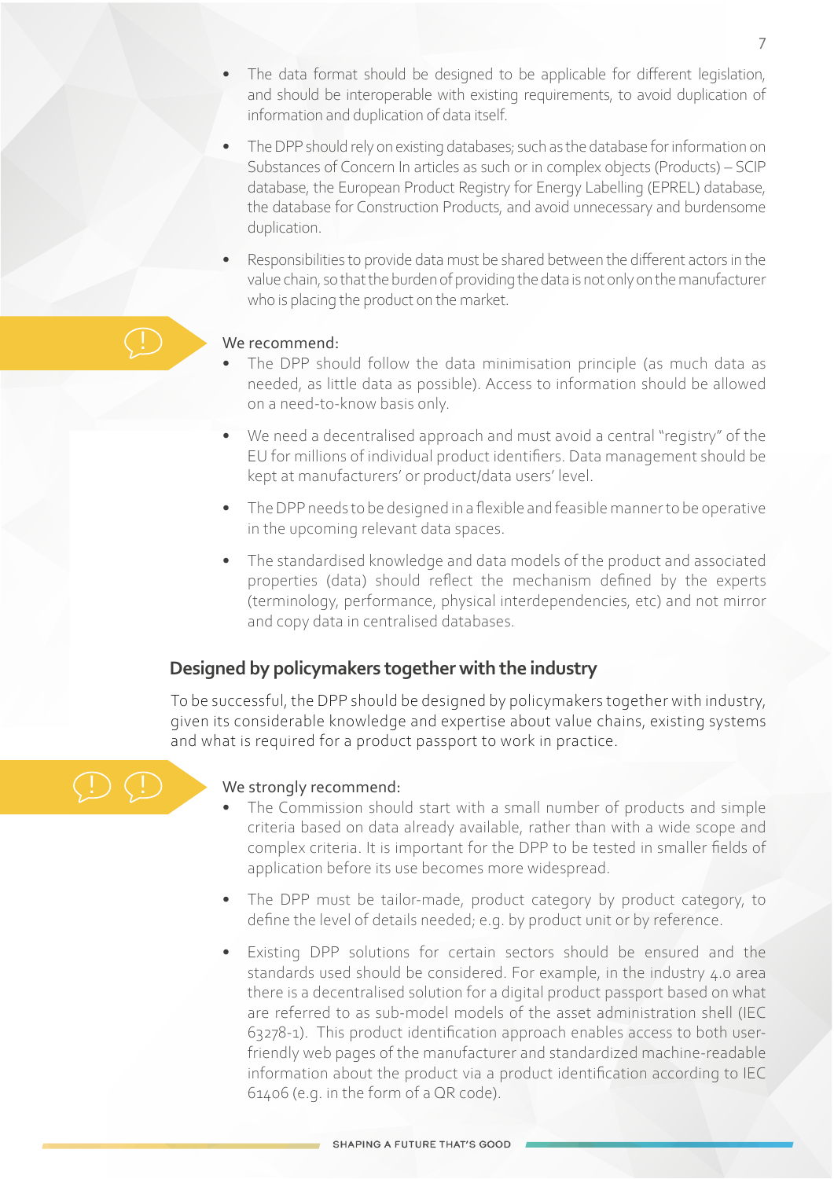- The data format should be designed to be applicable for different legislation, and should be interoperable with existing requirements, to avoid duplication of information and duplication of data itself.
- The DPP should rely on existing databases; such as the database for information on Substances of Concern In articles as such or in complex objects (Products) – SCIP database, the European Product Registry for Energy Labelling (EPREL) database, the database for Construction Products, and avoid unnecessary and burdensome duplication.
- Responsibilities to provide data must be shared between the different actors in the value chain, so that the burden of providing the data is not only on the manufacturer who is placing the product on the market.

We recommend:

- The DPP should follow the data minimisation principle (as much data as needed, as little data as possible). Access to information should be allowed on a need-to-know basis only.
- We need a decentralised approach and must avoid a central "registry" of the EU for millions of individual product identifiers. Data management should be kept at manufacturers' or product/data users' level.
- The DPP needs to be designed in a flexible and feasible manner to be operative in the upcoming relevant data spaces.
- The standardised knowledge and data models of the product and associated properties (data) should reflect the mechanism defined by the experts (terminology, performance, physical interdependencies, etc) and not mirror and copy data in centralised databases.

## Designed by policymakers together with the industry

To be successful, the DPP should be designed by policymakers together with industry, given its considerable knowledge and expertise about value chains, existing systems and what is required for a product passport to work in practice.

We strongly recommend:

- The Commission should start with a small number of products and simple criteria based on data already available, rather than with a wide scope and complex criteria. It is important for the DPP to be tested in smaller fields of application before its use becomes more widespread.
- The DPP must be tailor-made, product category by product category, to define the level of details needed; e.g. by product unit or by reference.
- Existing DPP solutions for certain sectors should be ensured and the standards used should be considered. For example, in the industry 4.0 area there is a decentralised solution for a digital product passport based on what are referred to as sub-model models of the asset administration shell (IEC 63278-1). This product identification approach enables access to both user-friendly web pages of the manufacturer and standardized machine-readable information about the product via a product identification according to IEC 61406 (e.g. in the form of a QR code).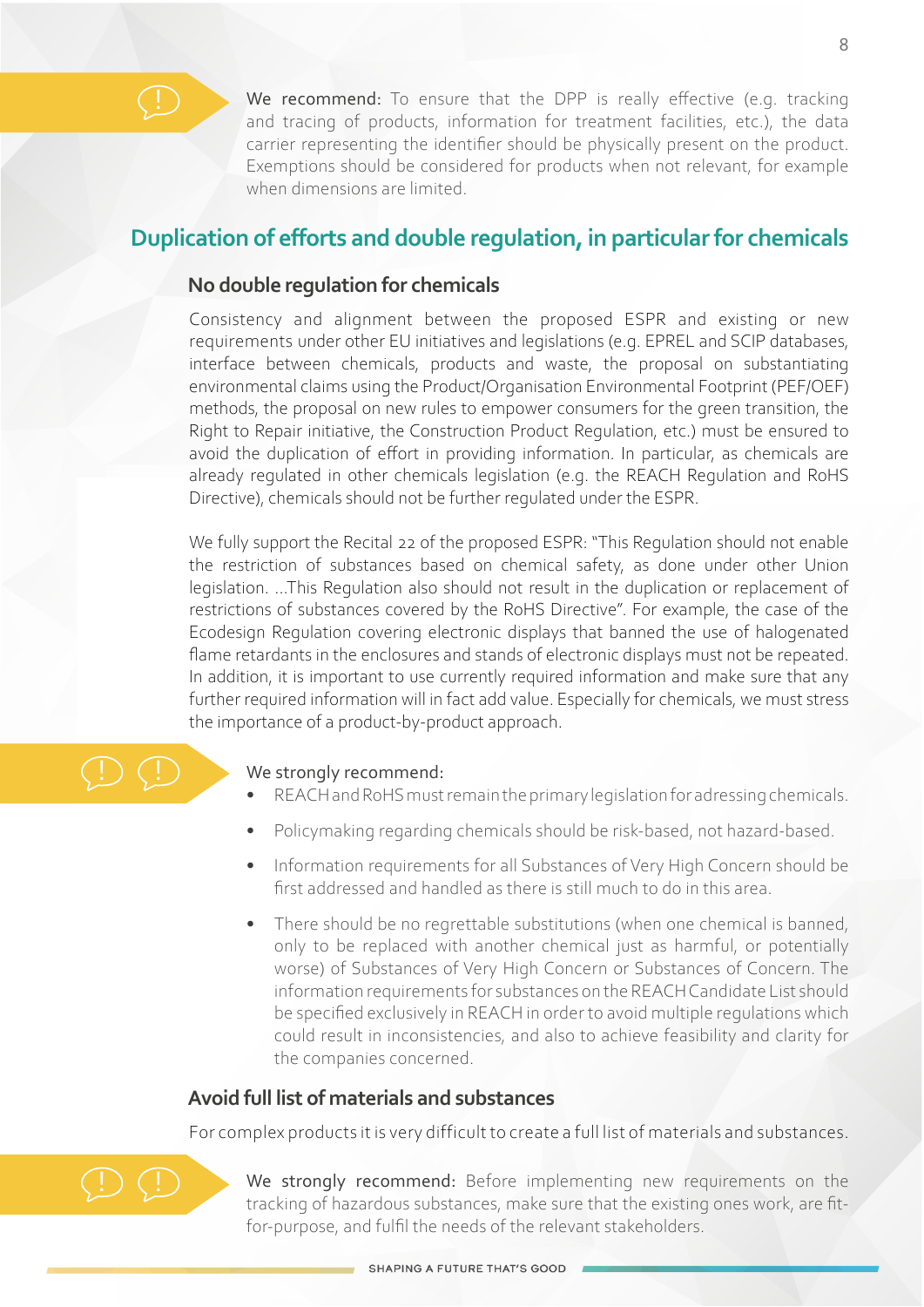**We recommend:** To ensure that the DPP is really effective (e.g. tracking and tracing of products, information for treatment facilities, etc.), the data carrier representing the identifier should be physically present on the product. Exemptions should be considered for products when not relevant, for example when dimensions are limited.

## Duplication of efforts and double regulation, in particular for chemicals

### No double regulation for chemicals

Consistency and alignment between the proposed ESPR and existing or new requirements under other EU initiatives and legislations (e.g. EPREL and SCIP databases, interface between chemicals, products and waste, the proposal on substantiating environmental claims using the Product/Organisation Environmental Footprint (PEF/OEF) methods, the proposal on new rules to empower consumers for the green transition, the Right to Repair initiative, the Construction Product Regulation, etc.) must be ensured to avoid the duplication of effort in providing information. In particular, as chemicals are already regulated in other chemicals legislation (e.g. the REACH Regulation and RoHS Directive), chemicals should not be further regulated under the ESPR.

We fully support the Recital 22 of the proposed ESPR: "This Regulation should not enable the restriction of substances based on chemical safety, as done under other Union legislation. ...This Regulation also should not result in the duplication or replacement of restrictions of substances covered by the RoHS Directive". For example, the case of the Ecodesign Regulation covering electronic displays that banned the use of halogenated flame retardants in the enclosures and stands of electronic displays must not be repeated. In addition, it is important to use currently required information and make sure that any further required information will in fact add value. Especially for chemicals, we must stress the importance of a product-by-product approach.

**We strongly recommend:**

- REACH and RoHS must remain the primary legislation for adressing chemicals.
- Policymaking regarding chemicals should be risk-based, not hazard-based.
- Information requirements for all Substances of Very High Concern should be first addressed and handled as there is still much to do in this area.
- There should be no regrettable substitutions (when one chemical is banned, only to be replaced with another chemical just as harmful, or potentially worse) of Substances of Very High Concern or Substances of Concern. The information requirements for substances on the REACH Candidate List should be specified exclusively in REACH in order to avoid multiple regulations which could result in inconsistencies, and also to achieve feasibility and clarity for the companies concerned.

### Avoid full list of materials and substances

For complex products it is very difficult to create a full list of materials and substances.

**We strongly recommend:** Before implementing new requirements on the tracking of hazardous substances, make sure that the existing ones work, are fit-for-purpose, and fulfil the needs of the relevant stakeholders.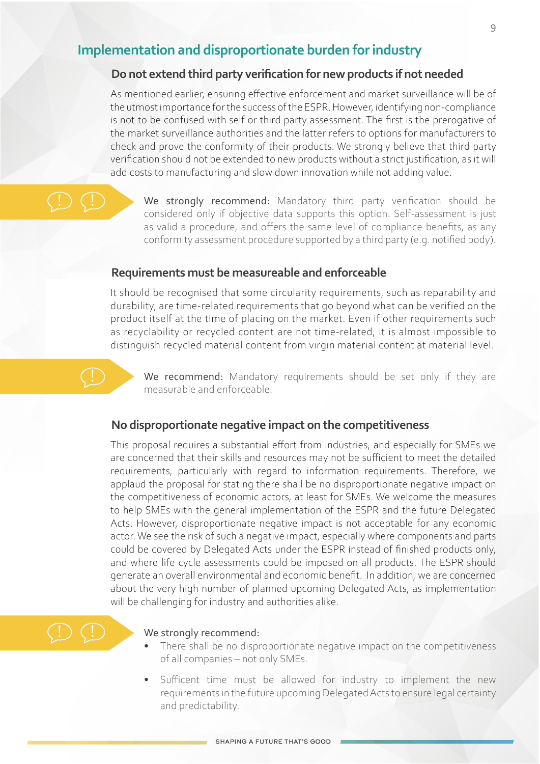## Implementation and disproportionate burden for industry

### Do not extend third party verification for new products if not needed

As mentioned earlier, ensuring effective enforcement and market surveillance will be of the utmost importance for the success of the ESPR. However, identifying non-compliance is not to be confused with self or third party assessment. The first is the prerogative of the market surveillance authorities and the latter refers to options for manufacturers to check and prove the conformity of their products. We strongly believe that third party verification should not be extended to new products without a strict justification, as it will add costs to manufacturing and slow down innovation while not adding value.

**We strongly recommend:** Mandatory third party verification should be considered only if objective data supports this option. Self-assessment is just as valid a procedure, and offers the same level of compliance benefits, as any conformity assessment procedure supported by a third party (e.g. notified body).

### Requirements must be measureable and enforceable

It should be recognised that some circularity requirements, such as reparability and durability, are time-related requirements that go beyond what can be verified on the product itself at the time of placing on the market. Even if other requirements such as recyclability or recycled content are not time-related, it is almost impossible to distinguish recycled material content from virgin material content at material level.

**We recommend:** Mandatory requirements should be set only if they are measurable and enforceable.

### No disproportionate negative impact on the competitiveness

This proposal requires a substantial effort from industries, and especially for SMEs we are concerned that their skills and resources may not be sufficient to meet the detailed requirements, particularly with regard to information requirements. Therefore, we applaud the proposal for stating there shall be no disproportionate negative impact on the competitiveness of economic actors, at least for SMEs. We welcome the measures to help SMEs with the general implementation of the ESPR and the future Delegated Acts. However, disproportionate negative impact is not acceptable for any economic actor. We see the risk of such a negative impact, especially where components and parts could be covered by Delegated Acts under the ESPR instead of finished products only, and where life cycle assessments could be imposed on all products. The ESPR should generate an overall environmental and economic benefit. In addition, we are concerned about the very high number of planned upcoming Delegated Acts, as implementation will be challenging for industry and authorities alike.

**We strongly recommend:**

- There shall be no disproportionate negative impact on the competitiveness of all companies – not only SMEs.
- Sufficent time must be allowed for industry to implement the new requirements in the future upcoming Delegated Acts to ensure legal certainty and predictability.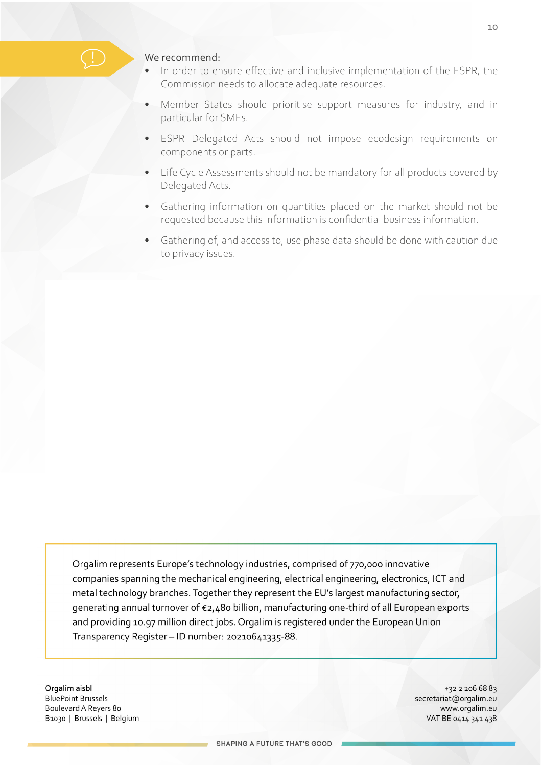We recommend:

- In order to ensure effective and inclusive implementation of the ESPR, the Commission needs to allocate adequate resources.
- Member States should prioritise support measures for industry, and in particular for SMEs.
- ESPR Delegated Acts should not impose ecodesign requirements on components or parts.
- Life Cycle Assessments should not be mandatory for all products covered by Delegated Acts.
- Gathering information on quantities placed on the market should not be requested because this information is confidential business information.
- Gathering of, and access to, use phase data should be done with caution due to privacy issues.

Orgalim represents Europe's technology industries, comprised of 770,000 innovative companies spanning the mechanical engineering, electrical engineering, electronics, ICT and metal technology branches. Together they represent the EU's largest manufacturing sector, generating annual turnover of €2,480 billion, manufacturing one-third of all European exports and providing 10.97 million direct jobs. Orgalim is registered under the European Union Transparency Register – ID number: 20210641335-88.

**Orgalim aisbl**
BluePoint Brussels
Boulevard A Reyers 80
B1030 | Brussels | Belgium

+32 2 206 68 83
secretariat@orgalim.eu
www.orgalim.eu
VAT BE 0414 341 438

SHAPING A FUTURE THAT'S GOOD